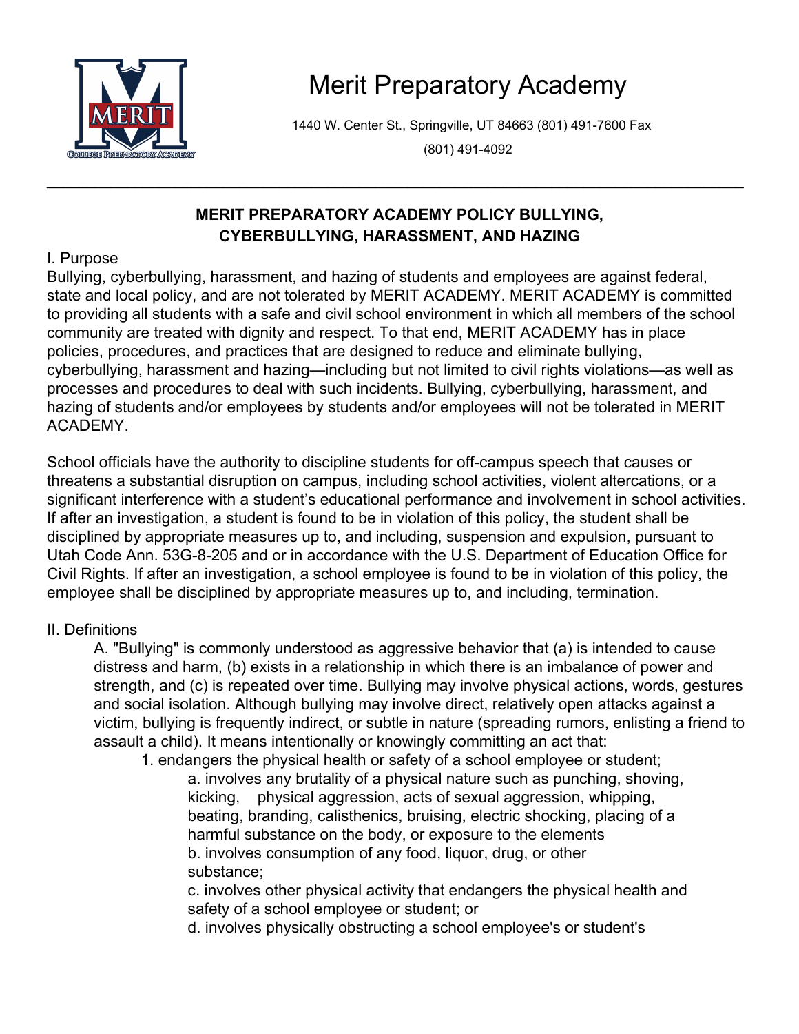# Merit Preparatory Academy

1440 W. Center St., Springville, UT 84663 (801) 491-7600 Fax (801) 491-4092

---

## MERIT PREPARATORY ACADEMY POLICY BULLYING, CYBERBULLYING, HARASSMENT, AND HAZING

I. Purpose

Bullying, cyberbullying, harassment, and hazing of students and employees are against federal, state and local policy, and are not tolerated by MERIT ACADEMY. MERIT ACADEMY is committed to providing all students with a safe and civil school environment in which all members of the school community are treated with dignity and respect. To that end, MERIT ACADEMY has in place policies, procedures, and practices that are designed to reduce and eliminate bullying, cyberbullying, harassment and hazing—including but not limited to civil rights violations—as well as processes and procedures to deal with such incidents. Bullying, cyberbullying, harassment, and hazing of students and/or employees by students and/or employees will not be tolerated in MERIT ACADEMY.

School officials have the authority to discipline students for off-campus speech that causes or threatens a substantial disruption on campus, including school activities, violent altercations, or a significant interference with a student's educational performance and involvement in school activities. If after an investigation, a student is found to be in violation of this policy, the student shall be disciplined by appropriate measures up to, and including, suspension and expulsion, pursuant to Utah Code Ann. 53G-8-205 and or in accordance with the U.S. Department of Education Office for Civil Rights. If after an investigation, a school employee is found to be in violation of this policy, the employee shall be disciplined by appropriate measures up to, and including, termination.

II. Definitions

A. "Bullying" is commonly understood as aggressive behavior that (a) is intended to cause distress and harm, (b) exists in a relationship in which there is an imbalance of power and strength, and (c) is repeated over time. Bullying may involve physical actions, words, gestures and social isolation. Although bullying may involve direct, relatively open attacks against a victim, bullying is frequently indirect, or subtle in nature (spreading rumors, enlisting a friend to assault a child). It means intentionally or knowingly committing an act that:

1. endangers the physical health or safety of a school employee or student;
    - a. involves any brutality of a physical nature such as punching, shoving, kicking, physical aggression, acts of sexual aggression, whipping, beating, branding, calisthenics, bruising, electric shocking, placing of a harmful substance on the body, or exposure to the elements
    - b. involves consumption of any food, liquor, drug, or other substance;
    - c. involves other physical activity that endangers the physical health and safety of a school employee or student; or
    - d. involves physically obstructing a school employee's or student's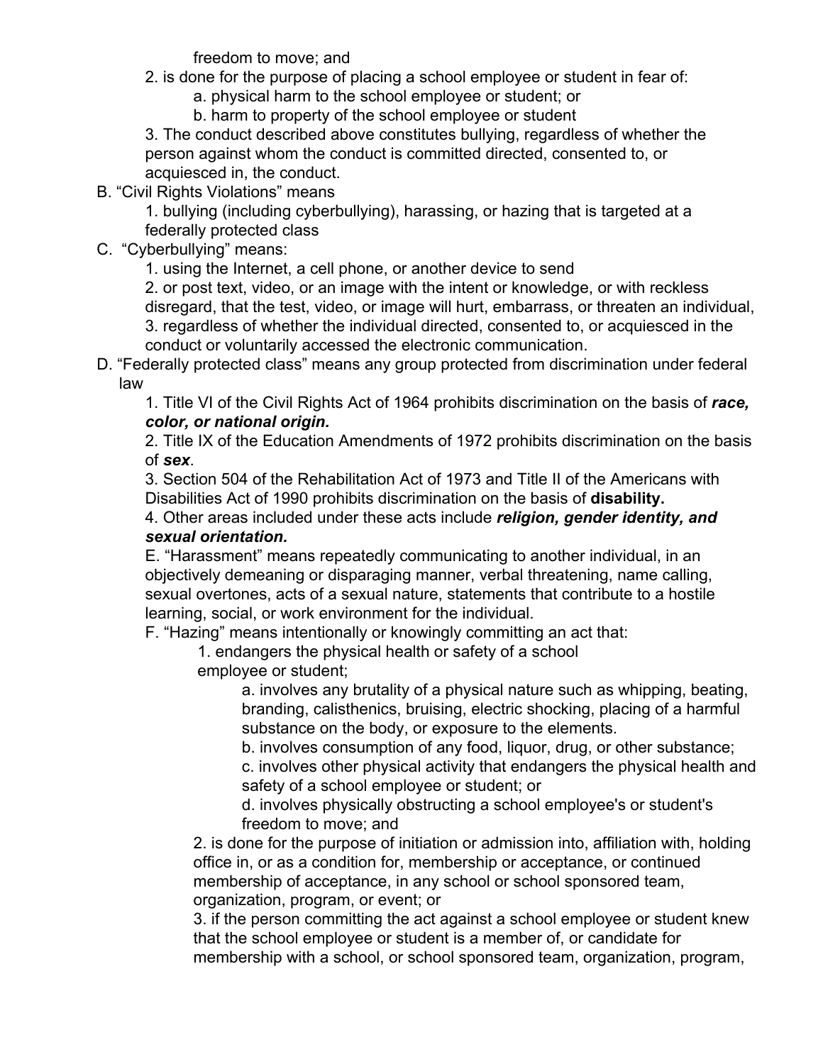freedom to move; and

2. is done for the purpose of placing a school employee or student in fear of:
   a. physical harm to the school employee or student; or
   b. harm to property of the school employee or student

3. The conduct described above constitutes bullying, regardless of whether the person against whom the conduct is committed directed, consented to, or acquiesced in, the conduct.

B. “Civil Rights Violations” means
   1. bullying (including cyberbullying), harassing, or hazing that is targeted at a federally protected class

C. “Cyberbullying” means:
   1. using the Internet, a cell phone, or another device to send
   2. or post text, video, or an image with the intent or knowledge, or with reckless disregard, that the test, video, or image will hurt, embarrass, or threaten an individual,
   3. regardless of whether the individual directed, consented to, or acquiesced in the conduct or voluntarily accessed the electronic communication.

D. “Federally protected class” means any group protected from discrimination under federal law
   1. Title VI of the Civil Rights Act of 1964 prohibits discrimination on the basis of ***race, color, or national origin.***
   2. Title IX of the Education Amendments of 1972 prohibits discrimination on the basis of ***sex***.
   3. Section 504 of the Rehabilitation Act of 1973 and Title II of the Americans with Disabilities Act of 1990 prohibits discrimination on the basis of **disability.**
   4. Other areas included under these acts include ***religion, gender identity, and sexual orientation.***

   E. “Harassment” means repeatedly communicating to another individual, in an objectively demeaning or disparaging manner, verbal threatening, name calling, sexual overtones, acts of a sexual nature, statements that contribute to a hostile learning, social, or work environment for the individual.

   F. “Hazing” means intentionally or knowingly committing an act that:
      1. endangers the physical health or safety of a school employee or student;
         a. involves any brutality of a physical nature such as whipping, beating, branding, calisthenics, bruising, electric shocking, placing of a harmful substance on the body, or exposure to the elements.
         b. involves consumption of any food, liquor, drug, or other substance;
         c. involves other physical activity that endangers the physical health and safety of a school employee or student; or
         d. involves physically obstructing a school employee's or student's freedom to move; and
      2. is done for the purpose of initiation or admission into, affiliation with, holding office in, or as a condition for, membership or acceptance, or continued membership of acceptance, in any school or school sponsored team, organization, program, or event; or
      3. if the person committing the act against a school employee or student knew that the school employee or student is a member of, or candidate for membership with a school, or school sponsored team, organization, program,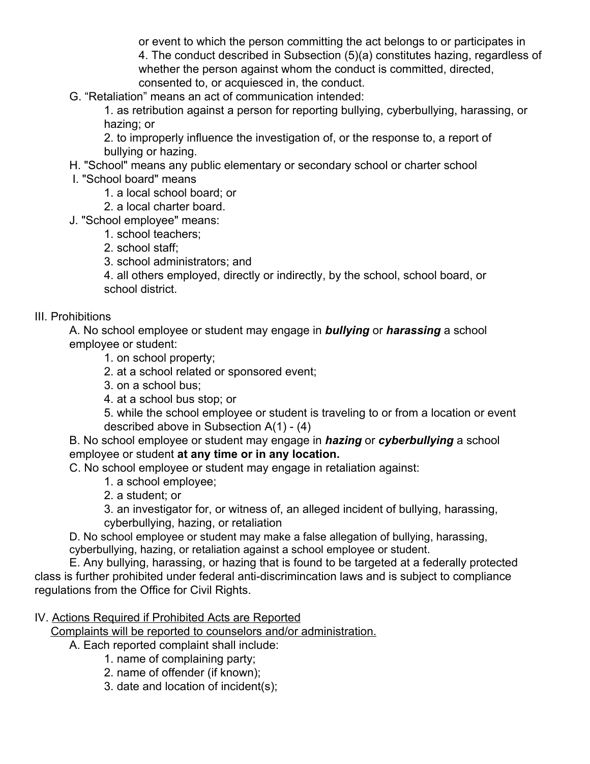or event to which the person committing the act belongs to or participates in

4. The conduct described in Subsection (5)(a) constitutes hazing, regardless of whether the person against whom the conduct is committed, directed, consented to, or acquiesced in, the conduct.

G. “Retaliation” means an act of communication intended:

1. as retribution against a person for reporting bullying, cyberbullying, harassing, or hazing; or
2. to improperly influence the investigation of, or the response to, a report of bullying or hazing.

H. "School" means any public elementary or secondary school or charter school

I. "School board" means

1. a local school board; or
2. a local charter board.

J. "School employee" means:

1. school teachers;
2. school staff;
3. school administrators; and
4. all others employed, directly or indirectly, by the school, school board, or school district.

III. Prohibitions

A. No school employee or student may engage in ***bullying*** or ***harassing*** a school employee or student:

1. on school property;
2. at a school related or sponsored event;
3. on a school bus;
4. at a school bus stop; or
5. while the school employee or student is traveling to or from a location or event described above in Subsection A(1) - (4)

B. No school employee or student may engage in ***hazing*** or ***cyberbullying*** a school employee or student **at any time or in any location.**

C. No school employee or student may engage in retaliation against:

1. a school employee;
2. a student; or
3. an investigator for, or witness of, an alleged incident of bullying, harassing, cyberbullying, hazing, or retaliation

D. No school employee or student may make a false allegation of bullying, harassing, cyberbullying, hazing, or retaliation against a school employee or student.

E. Any bullying, harassing, or hazing that is found to be targeted at a federally protected class is further prohibited under federal anti-discrimincation laws and is subject to compliance regulations from the Office for Civil Rights.

IV. <u>Actions Required if Prohibited Acts are Reported</u>

<u>Complaints will be reported to counselors and/or administration.</u>

A. Each reported complaint shall include:

1. name of complaining party;
2. name of offender (if known);
3. date and location of incident(s);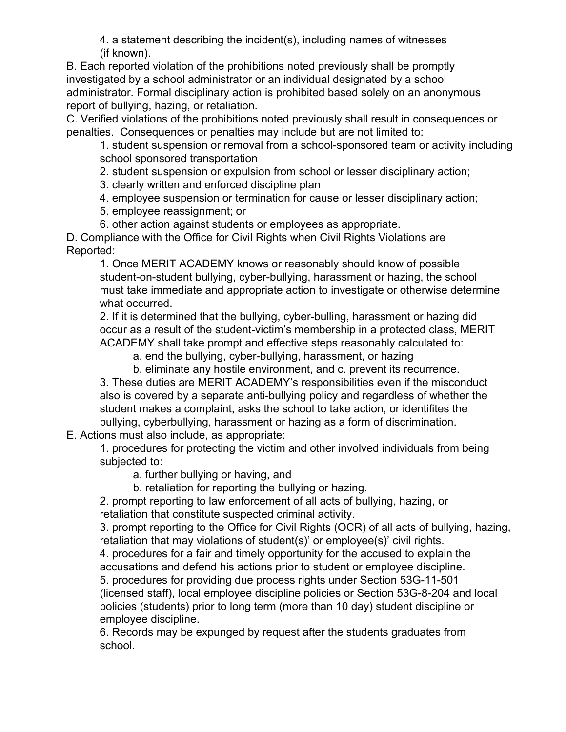4. a statement describing the incident(s), including names of witnesses (if known).

B. Each reported violation of the prohibitions noted previously shall be promptly investigated by a school administrator or an individual designated by a school administrator. Formal disciplinary action is prohibited based solely on an anonymous report of bullying, hazing, or retaliation.

C. Verified violations of the prohibitions noted previously shall result in consequences or penalties. Consequences or penalties may include but are not limited to:

1. student suspension or removal from a school-sponsored team or activity including school sponsored transportation
2. student suspension or expulsion from school or lesser disciplinary action;
3. clearly written and enforced discipline plan
4. employee suspension or termination for cause or lesser disciplinary action;
5. employee reassignment; or
6. other action against students or employees as appropriate.

D. Compliance with the Office for Civil Rights when Civil Rights Violations are Reported:

1. Once MERIT ACADEMY knows or reasonably should know of possible student-on-student bullying, cyber-bullying, harassment or hazing, the school must take immediate and appropriate action to investigate or otherwise determine what occurred.
2. If it is determined that the bullying, cyber-bulling, harassment or hazing did occur as a result of the student-victim's membership in a protected class, MERIT ACADEMY shall take prompt and effective steps reasonably calculated to:
   a. end the bullying, cyber-bullying, harassment, or hazing
   b. eliminate any hostile environment, and c. prevent its recurrence.
3. These duties are MERIT ACADEMY's responsibilities even if the misconduct also is covered by a separate anti-bullying policy and regardless of whether the student makes a complaint, asks the school to take action, or identifites the bullying, cyberbullying, harassment or hazing as a form of discrimination.

E. Actions must also include, as appropriate:

1. procedures for protecting the victim and other involved individuals from being subjected to:
   a. further bullying or having, and
   b. retaliation for reporting the bullying or hazing.
2. prompt reporting to law enforcement of all acts of bullying, hazing, or retaliation that constitute suspected criminal activity.
3. prompt reporting to the Office for Civil Rights (OCR) of all acts of bullying, hazing, retaliation that may violations of student(s)' or employee(s)' civil rights.
4. procedures for a fair and timely opportunity for the accused to explain the accusations and defend his actions prior to student or employee discipline.
5. procedures for providing due process rights under Section 53G-11-501 (licensed staff), local employee discipline policies or Section 53G-8-204 and local policies (students) prior to long term (more than 10 day) student discipline or employee discipline.
6. Records may be expunged by request after the students graduates from school.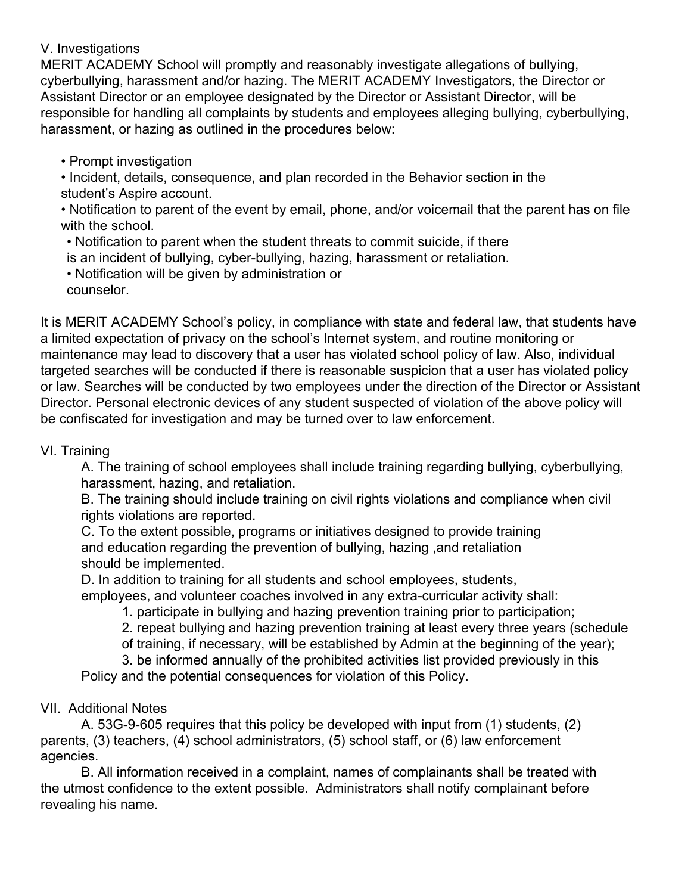## V. Investigations

MERIT ACADEMY School will promptly and reasonably investigate allegations of bullying, cyberbullying, harassment and/or hazing. The MERIT ACADEMY Investigators, the Director or Assistant Director or an employee designated by the Director or Assistant Director, will be responsible for handling all complaints by students and employees alleging bullying, cyberbullying, harassment, or hazing as outlined in the procedures below:

- Prompt investigation
- Incident, details, consequence, and plan recorded in the Behavior section in the student's Aspire account.
- Notification to parent of the event by email, phone, and/or voicemail that the parent has on file with the school.
- Notification to parent when the student threats to commit suicide, if there is an incident of bullying, cyber-bullying, hazing, harassment or retaliation.
- Notification will be given by administration or counselor.

It is MERIT ACADEMY School's policy, in compliance with state and federal law, that students have a limited expectation of privacy on the school's Internet system, and routine monitoring or maintenance may lead to discovery that a user has violated school policy of law. Also, individual targeted searches will be conducted if there is reasonable suspicion that a user has violated policy or law. Searches will be conducted by two employees under the direction of the Director or Assistant Director. Personal electronic devices of any student suspected of violation of the above policy will be confiscated for investigation and may be turned over to law enforcement.

## VI. Training

A. The training of school employees shall include training regarding bullying, cyberbullying, harassment, hazing, and retaliation.

B. The training should include training on civil rights violations and compliance when civil rights violations are reported.

C. To the extent possible, programs or initiatives designed to provide training and education regarding the prevention of bullying, hazing ,and retaliation should be implemented.

D. In addition to training for all students and school employees, students, employees, and volunteer coaches involved in any extra-curricular activity shall:

1. participate in bullying and hazing prevention training prior to participation;
2. repeat bullying and hazing prevention training at least every three years (schedule of training, if necessary, will be established by Admin at the beginning of the year);
3. be informed annually of the prohibited activities list provided previously in this Policy and the potential consequences for violation of this Policy.

## VII. Additional Notes

A. 53G-9-605 requires that this policy be developed with input from (1) students, (2) parents, (3) teachers, (4) school administrators, (5) school staff, or (6) law enforcement agencies.

B. All information received in a complaint, names of complainants shall be treated with the utmost confidence to the extent possible. Administrators shall notify complainant before revealing his name.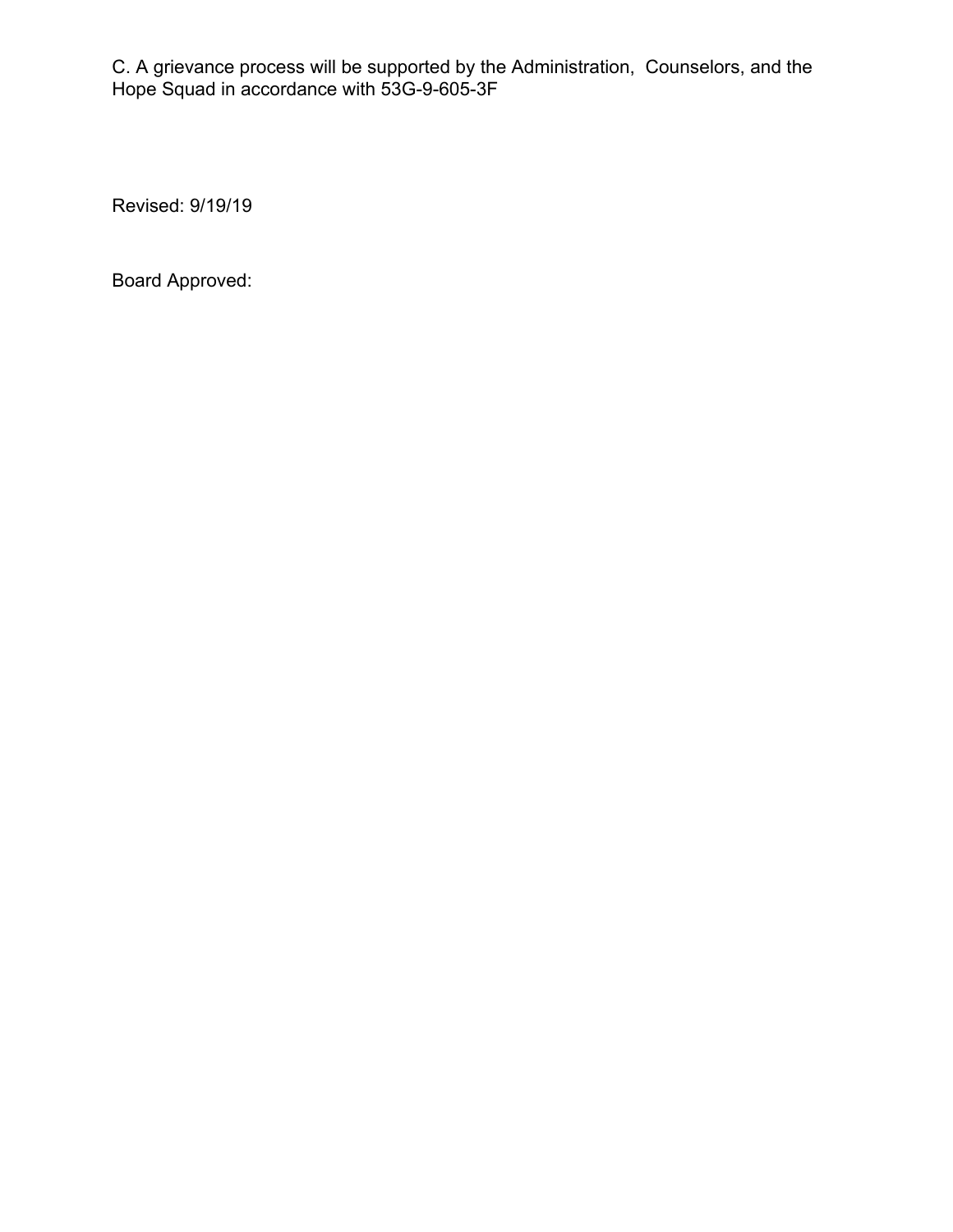C. A grievance process will be supported by the Administration, Counselors, and the Hope Squad in accordance with 53G-9-605-3F

Revised: 9/19/19

Board Approved: